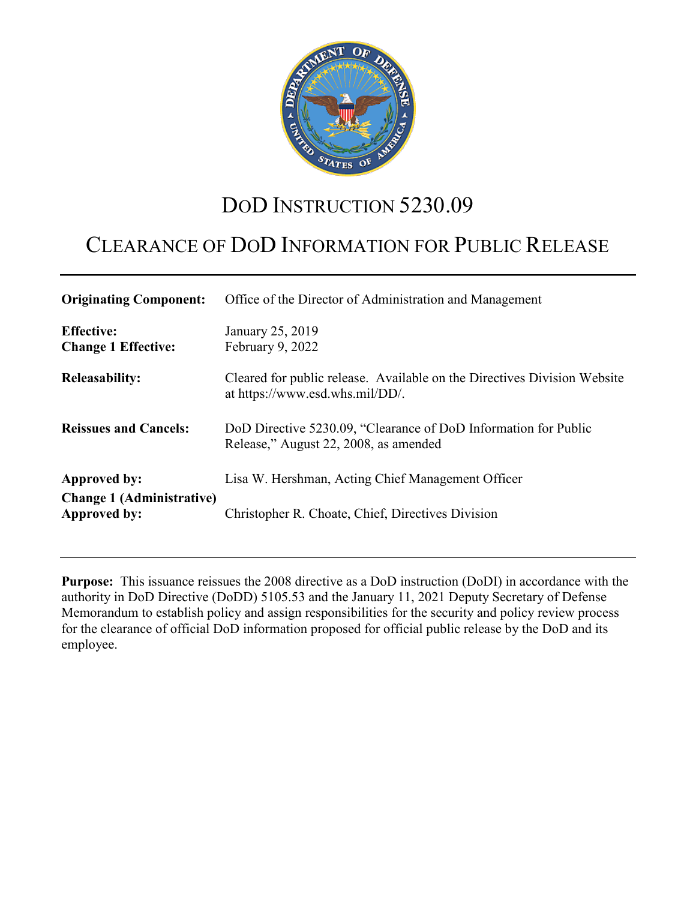# DoD INSTRUCTION 5230.09

## CLEARANCE OF DoD INFORMATION FOR PUBLIC RELEASE

| | |
|---|---|
| **Originating Component:** | Office of the Director of Administration and Management |
| **Effective:** | January 25, 2019 |
| **Change 1 Effective:** | February 9, 2022 |
| **Releasability:** | Cleared for public release. Available on the Directives Division Website at https://www.esd.whs.mil/DD/. |
| **Reissues and Cancels:** | DoD Directive 5230.09, "Clearance of DoD Information for Public Release," August 22, 2008, as amended |
| **Approved by:** | Lisa W. Hershman, Acting Chief Management Officer |
| **Change 1 (Administrative) Approved by:** | Christopher R. Choate, Chief, Directives Division |

**Purpose:** This issuance reissues the 2008 directive as a DoD instruction (DoDI) in accordance with the authority in DoD Directive (DoDD) 5105.53 and the January 11, 2021 Deputy Secretary of Defense Memorandum to establish policy and assign responsibilities for the security and policy review process for the clearance of official DoD information proposed for official public release by the DoD and its employee.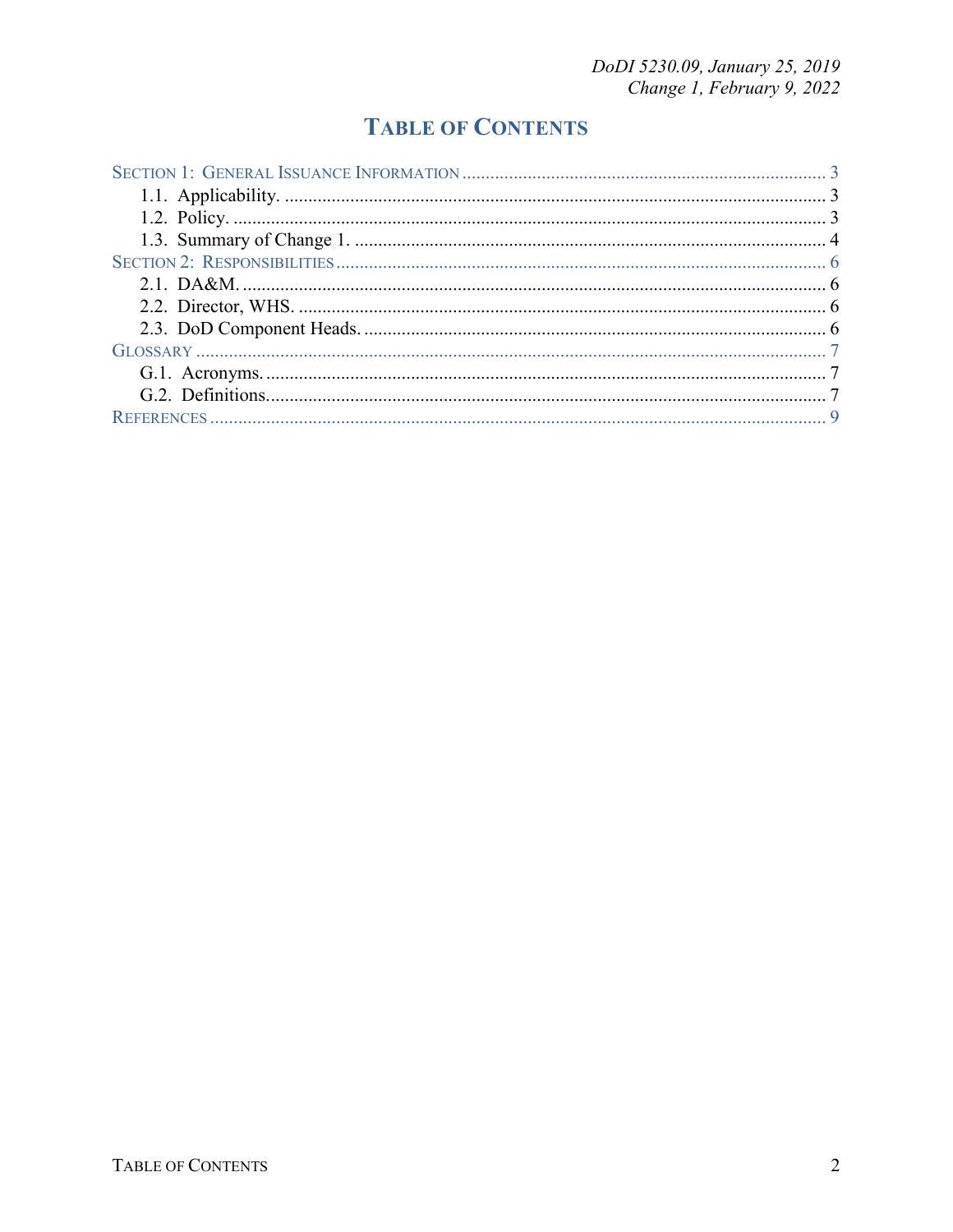# TABLE OF CONTENTS

SECTION 1: GENERAL ISSUANCE INFORMATION ............................................................................. 3
- 1.1. Applicability. .................................................................................................................. 3
- 1.2. Policy. ............................................................................................................................. 3
- 1.3. Summary of Change 1. .................................................................................................... 4

SECTION 2: RESPONSIBILITIES ........................................................................................................ 6
- 2.1. DA&M. ............................................................................................................................ 6
- 2.2. Director, WHS. ................................................................................................................ 6
- 2.3. DoD Component Heads. ................................................................................................... 6

GLOSSARY ....................................................................................................................................... 7
- G.1. Acronyms. ........................................................................................................................ 7
- G.2. Definitions. ....................................................................................................................... 7

REFERENCES .................................................................................................................................... 9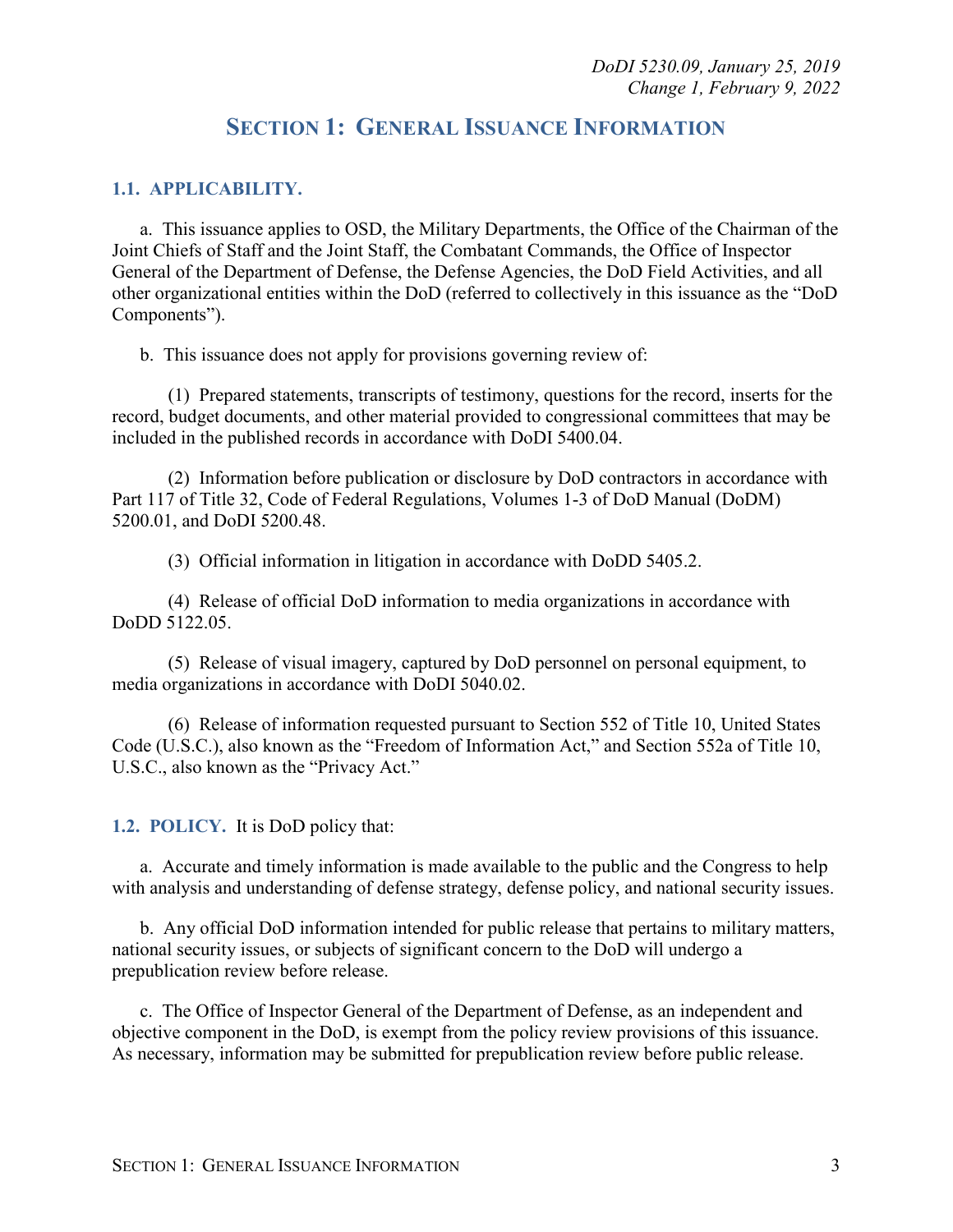# SECTION 1: GENERAL ISSUANCE INFORMATION

## 1.1. APPLICABILITY.

a. This issuance applies to OSD, the Military Departments, the Office of the Chairman of the Joint Chiefs of Staff and the Joint Staff, the Combatant Commands, the Office of Inspector General of the Department of Defense, the Defense Agencies, the DoD Field Activities, and all other organizational entities within the DoD (referred to collectively in this issuance as the "DoD Components").

b. This issuance does not apply for provisions governing review of:

(1) Prepared statements, transcripts of testimony, questions for the record, inserts for the record, budget documents, and other material provided to congressional committees that may be included in the published records in accordance with DoDI 5400.04.

(2) Information before publication or disclosure by DoD contractors in accordance with Part 117 of Title 32, Code of Federal Regulations, Volumes 1-3 of DoD Manual (DoDM) 5200.01, and DoDI 5200.48.

(3) Official information in litigation in accordance with DoDD 5405.2.

(4) Release of official DoD information to media organizations in accordance with DoDD 5122.05.

(5) Release of visual imagery, captured by DoD personnel on personal equipment, to media organizations in accordance with DoDI 5040.02.

(6) Release of information requested pursuant to Section 552 of Title 10, United States Code (U.S.C.), also known as the "Freedom of Information Act," and Section 552a of Title 10, U.S.C., also known as the "Privacy Act."

## 1.2. POLICY.

It is DoD policy that:

a. Accurate and timely information is made available to the public and the Congress to help with analysis and understanding of defense strategy, defense policy, and national security issues.

b. Any official DoD information intended for public release that pertains to military matters, national security issues, or subjects of significant concern to the DoD will undergo a prepublication review before release.

c. The Office of Inspector General of the Department of Defense, as an independent and objective component in the DoD, is exempt from the policy review provisions of this issuance. As necessary, information may be submitted for prepublication review before public release.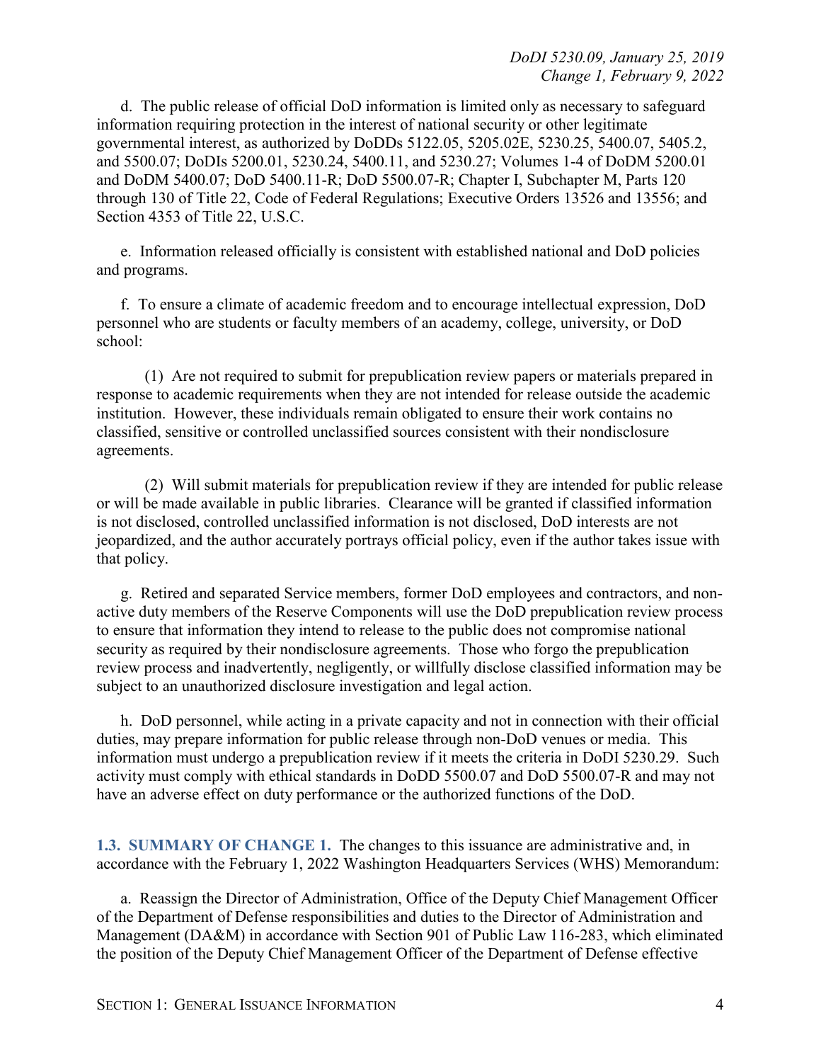d. The public release of official DoD information is limited only as necessary to safeguard information requiring protection in the interest of national security or other legitimate governmental interest, as authorized by DoDDs 5122.05, 5205.02E, 5230.25, 5400.07, 5405.2, and 5500.07; DoDIs 5200.01, 5230.24, 5400.11, and 5230.27; Volumes 1-4 of DoDM 5200.01 and DoDM 5400.07; DoD 5400.11-R; DoD 5500.07-R; Chapter I, Subchapter M, Parts 120 through 130 of Title 22, Code of Federal Regulations; Executive Orders 13526 and 13556; and Section 4353 of Title 22, U.S.C.

e. Information released officially is consistent with established national and DoD policies and programs.

f. To ensure a climate of academic freedom and to encourage intellectual expression, DoD personnel who are students or faculty members of an academy, college, university, or DoD school:

(1) Are not required to submit for prepublication review papers or materials prepared in response to academic requirements when they are not intended for release outside the academic institution. However, these individuals remain obligated to ensure their work contains no classified, sensitive or controlled unclassified sources consistent with their nondisclosure agreements.

(2) Will submit materials for prepublication review if they are intended for public release or will be made available in public libraries. Clearance will be granted if classified information is not disclosed, controlled unclassified information is not disclosed, DoD interests are not jeopardized, and the author accurately portrays official policy, even if the author takes issue with that policy.

g. Retired and separated Service members, former DoD employees and contractors, and non-active duty members of the Reserve Components will use the DoD prepublication review process to ensure that information they intend to release to the public does not compromise national security as required by their nondisclosure agreements. Those who forgo the prepublication review process and inadvertently, negligently, or willfully disclose classified information may be subject to an unauthorized disclosure investigation and legal action.

h. DoD personnel, while acting in a private capacity and not in connection with their official duties, may prepare information for public release through non-DoD venues or media. This information must undergo a prepublication review if it meets the criteria in DoDI 5230.29. Such activity must comply with ethical standards in DoDD 5500.07 and DoD 5500.07-R and may not have an adverse effect on duty performance or the authorized functions of the DoD.

## 1.3. SUMMARY OF CHANGE 1.

The changes to this issuance are administrative and, in accordance with the February 1, 2022 Washington Headquarters Services (WHS) Memorandum:

a. Reassign the Director of Administration, Office of the Deputy Chief Management Officer of the Department of Defense responsibilities and duties to the Director of Administration and Management (DA&M) in accordance with Section 901 of Public Law 116-283, which eliminated the position of the Deputy Chief Management Officer of the Department of Defense effective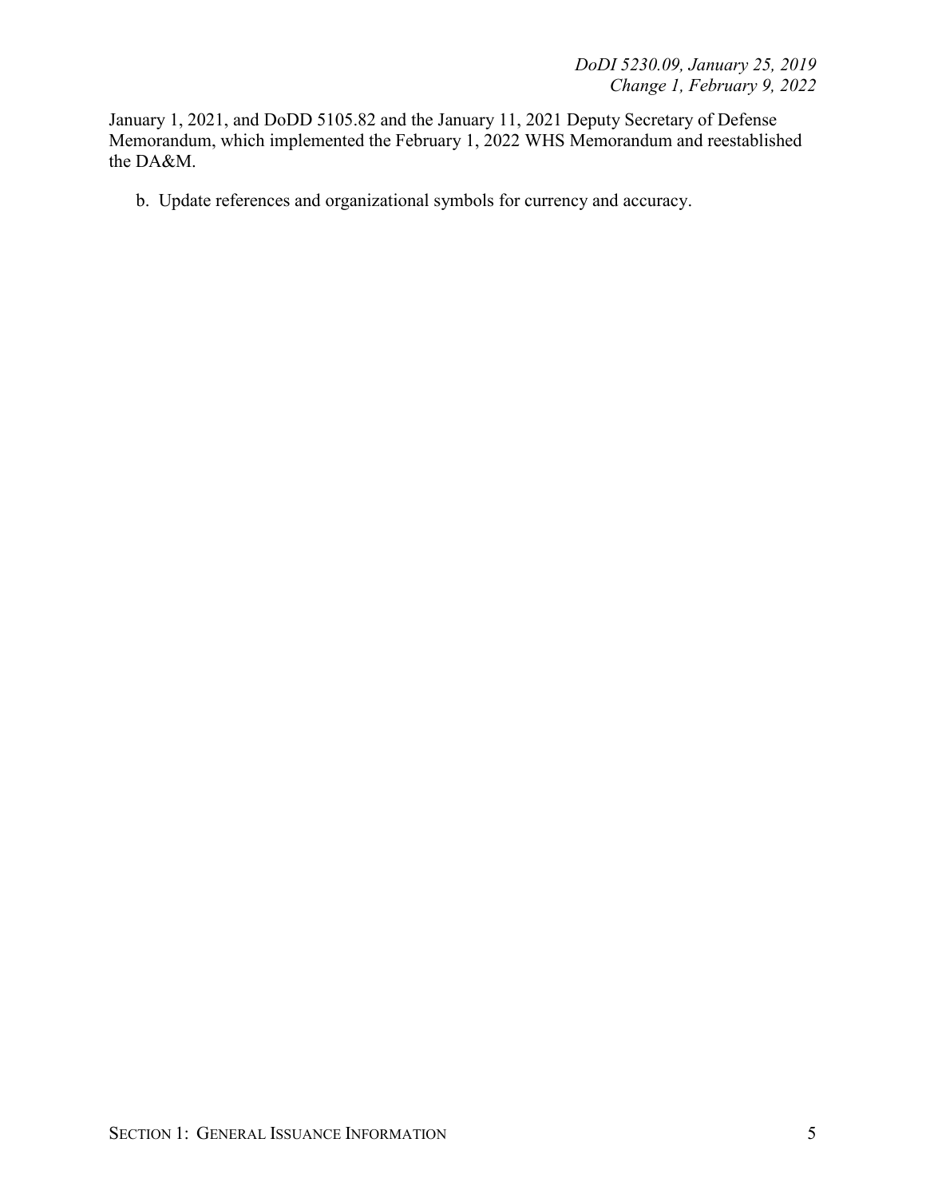January 1, 2021, and DoDD 5105.82 and the January 11, 2021 Deputy Secretary of Defense Memorandum, which implemented the February 1, 2022 WHS Memorandum and reestablished the DA&M.

b. Update references and organizational symbols for currency and accuracy.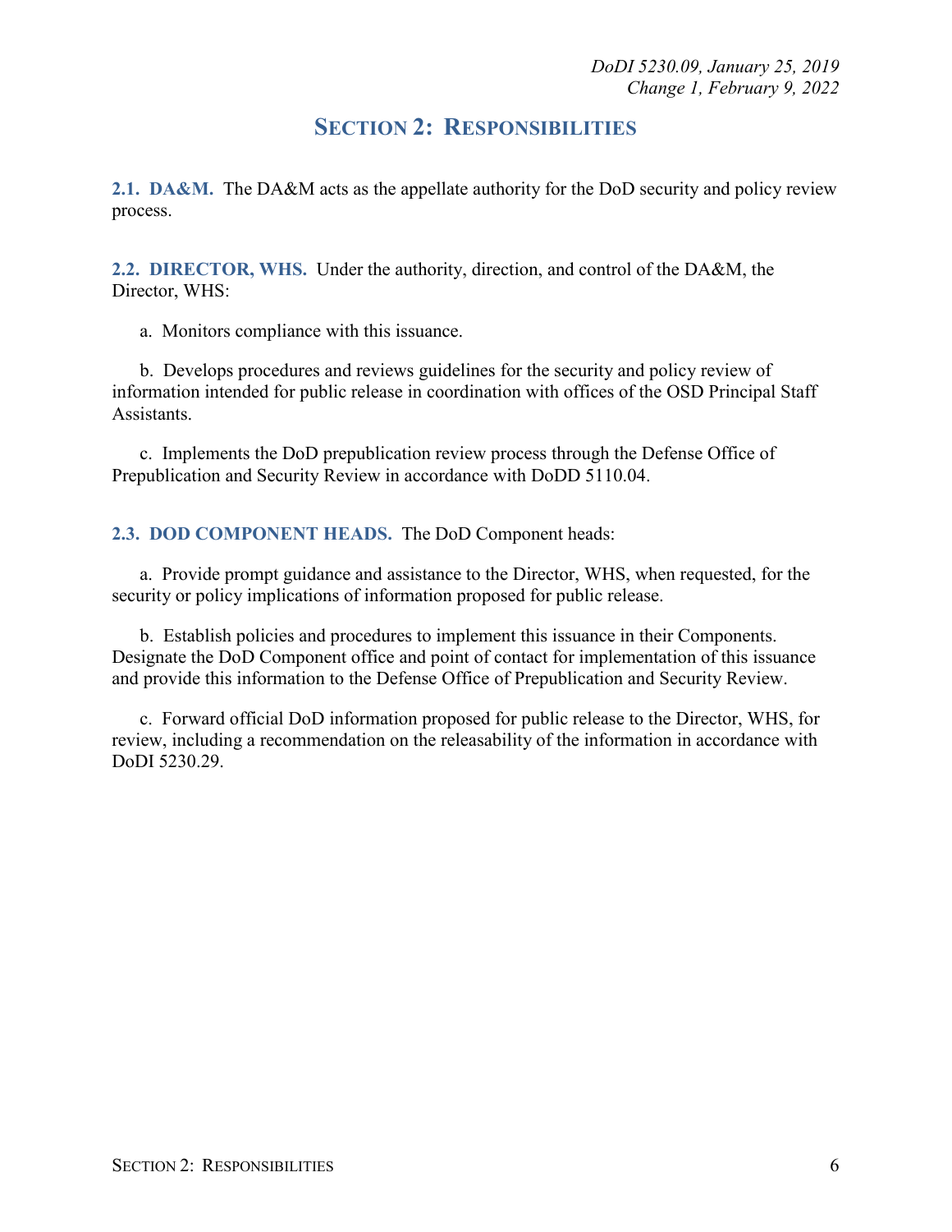## SECTION 2: RESPONSIBILITIES

**2.1. DA&M.** The DA&M acts as the appellate authority for the DoD security and policy review process.

**2.2. DIRECTOR, WHS.** Under the authority, direction, and control of the DA&M, the Director, WHS:

a. Monitors compliance with this issuance.

b. Develops procedures and reviews guidelines for the security and policy review of information intended for public release in coordination with offices of the OSD Principal Staff Assistants.

c. Implements the DoD prepublication review process through the Defense Office of Prepublication and Security Review in accordance with DoDD 5110.04.

**2.3. DOD COMPONENT HEADS.** The DoD Component heads:

a. Provide prompt guidance and assistance to the Director, WHS, when requested, for the security or policy implications of information proposed for public release.

b. Establish policies and procedures to implement this issuance in their Components. Designate the DoD Component office and point of contact for implementation of this issuance and provide this information to the Defense Office of Prepublication and Security Review.

c. Forward official DoD information proposed for public release to the Director, WHS, for review, including a recommendation on the releasability of the information in accordance with DoDI 5230.29.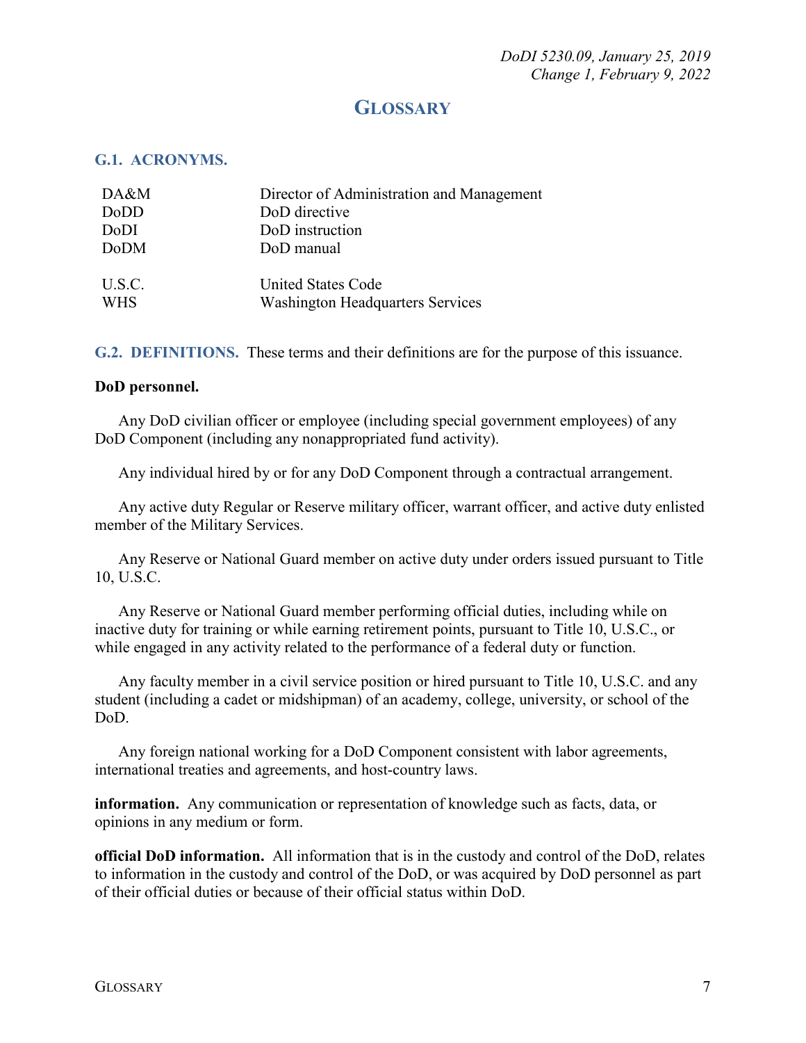# GLOSSARY

## G.1. ACRONYMS.

| | |
|---|---|
| DA&M | Director of Administration and Management |
| DoDD | DoD directive |
| DoDI | DoD instruction |
| DoDM | DoD manual |
| U.S.C. | United States Code |
| WHS | Washington Headquarters Services |

## G.2. DEFINITIONS.

These terms and their definitions are for the purpose of this issuance.

**DoD personnel.**

Any DoD civilian officer or employee (including special government employees) of any DoD Component (including any nonappropriated fund activity).

Any individual hired by or for any DoD Component through a contractual arrangement.

Any active duty Regular or Reserve military officer, warrant officer, and active duty enlisted member of the Military Services.

Any Reserve or National Guard member on active duty under orders issued pursuant to Title 10, U.S.C.

Any Reserve or National Guard member performing official duties, including while on inactive duty for training or while earning retirement points, pursuant to Title 10, U.S.C., or while engaged in any activity related to the performance of a federal duty or function.

Any faculty member in a civil service position or hired pursuant to Title 10, U.S.C. and any student (including a cadet or midshipman) of an academy, college, university, or school of the DoD.

Any foreign national working for a DoD Component consistent with labor agreements, international treaties and agreements, and host-country laws.

**information.** Any communication or representation of knowledge such as facts, data, or opinions in any medium or form.

**official DoD information.** All information that is in the custody and control of the DoD, relates to information in the custody and control of the DoD, or was acquired by DoD personnel as part of their official duties or because of their official status within DoD.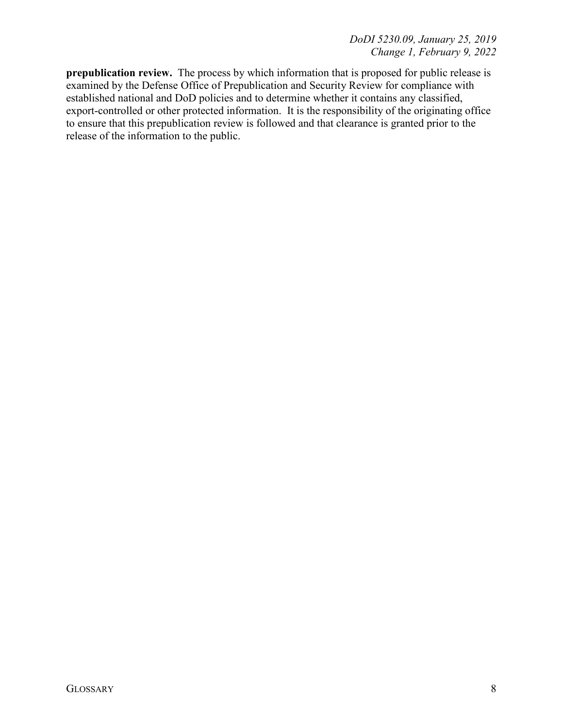**prepublication review.** The process by which information that is proposed for public release is examined by the Defense Office of Prepublication and Security Review for compliance with established national and DoD policies and to determine whether it contains any classified, export-controlled or other protected information. It is the responsibility of the originating office to ensure that this prepublication review is followed and that clearance is granted prior to the release of the information to the public.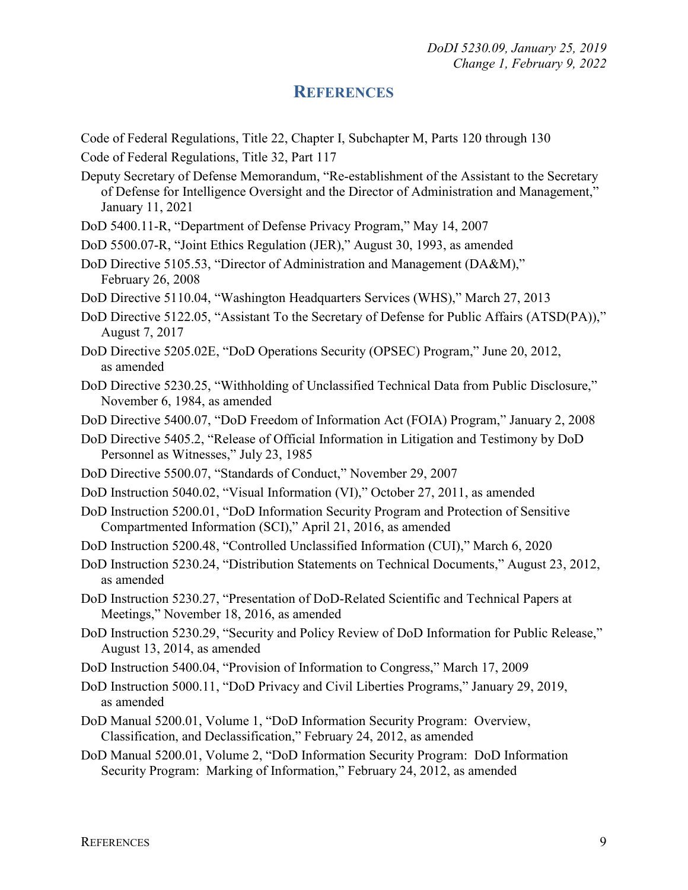# REFERENCES

Code of Federal Regulations, Title 22, Chapter I, Subchapter M, Parts 120 through 130

Code of Federal Regulations, Title 32, Part 117

Deputy Secretary of Defense Memorandum, "Re-establishment of the Assistant to the Secretary of Defense for Intelligence Oversight and the Director of Administration and Management," January 11, 2021

DoD 5400.11-R, "Department of Defense Privacy Program," May 14, 2007

DoD 5500.07-R, "Joint Ethics Regulation (JER)," August 30, 1993, as amended

DoD Directive 5105.53, "Director of Administration and Management (DA&M)," February 26, 2008

DoD Directive 5110.04, "Washington Headquarters Services (WHS)," March 27, 2013

DoD Directive 5122.05, "Assistant To the Secretary of Defense for Public Affairs (ATSD(PA))," August 7, 2017

DoD Directive 5205.02E, "DoD Operations Security (OPSEC) Program," June 20, 2012, as amended

DoD Directive 5230.25, "Withholding of Unclassified Technical Data from Public Disclosure," November 6, 1984, as amended

DoD Directive 5400.07, "DoD Freedom of Information Act (FOIA) Program," January 2, 2008

DoD Directive 5405.2, "Release of Official Information in Litigation and Testimony by DoD Personnel as Witnesses," July 23, 1985

DoD Directive 5500.07, "Standards of Conduct," November 29, 2007

DoD Instruction 5040.02, "Visual Information (VI)," October 27, 2011, as amended

DoD Instruction 5200.01, "DoD Information Security Program and Protection of Sensitive Compartmented Information (SCI)," April 21, 2016, as amended

DoD Instruction 5200.48, "Controlled Unclassified Information (CUI)," March 6, 2020

DoD Instruction 5230.24, "Distribution Statements on Technical Documents," August 23, 2012, as amended

DoD Instruction 5230.27, "Presentation of DoD-Related Scientific and Technical Papers at Meetings," November 18, 2016, as amended

DoD Instruction 5230.29, "Security and Policy Review of DoD Information for Public Release," August 13, 2014, as amended

DoD Instruction 5400.04, "Provision of Information to Congress," March 17, 2009

DoD Instruction 5000.11, "DoD Privacy and Civil Liberties Programs," January 29, 2019, as amended

DoD Manual 5200.01, Volume 1, "DoD Information Security Program: Overview, Classification, and Declassification," February 24, 2012, as amended

DoD Manual 5200.01, Volume 2, "DoD Information Security Program: DoD Information Security Program: Marking of Information," February 24, 2012, as amended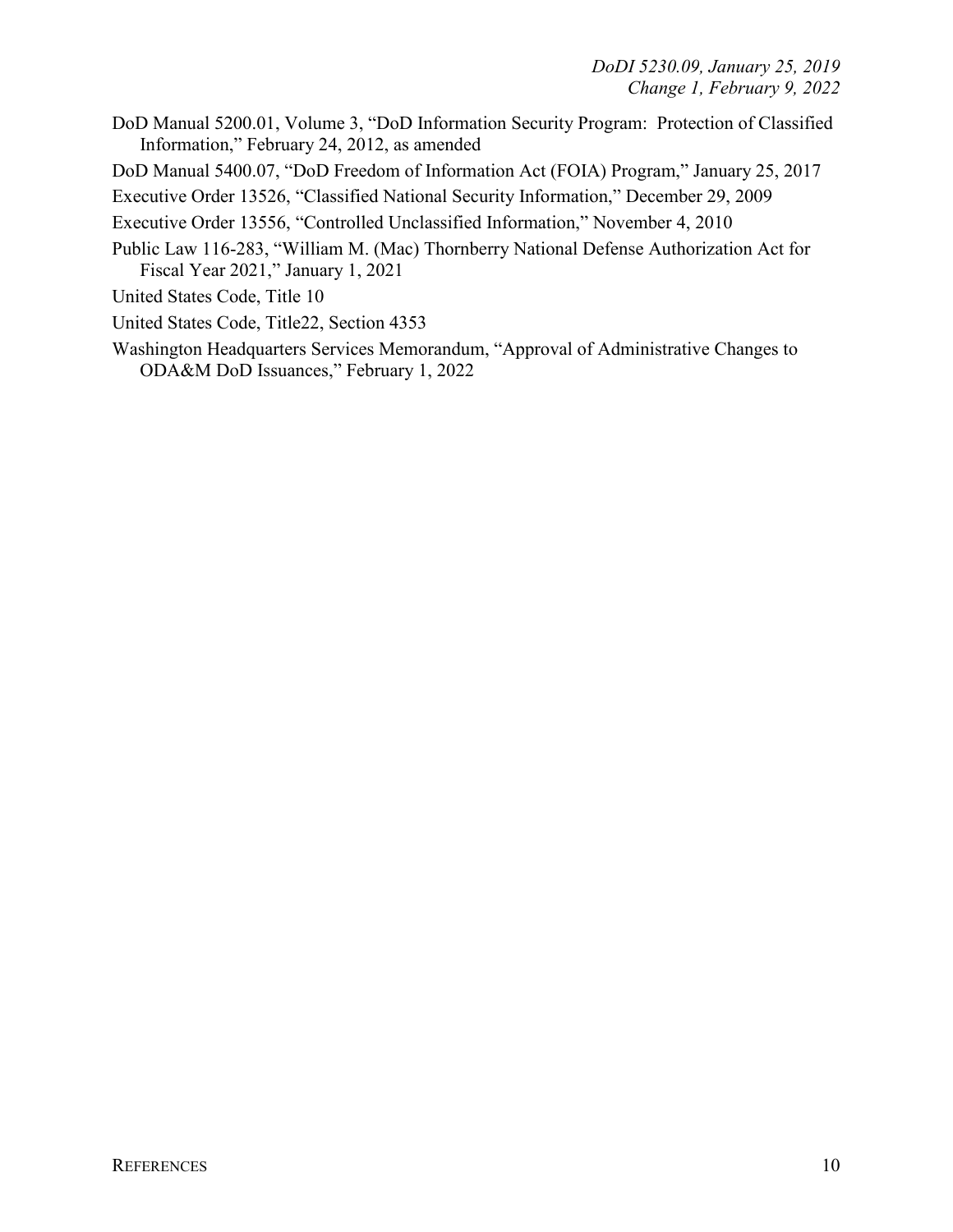DoD Manual 5200.01, Volume 3, “DoD Information Security Program: Protection of Classified Information,” February 24, 2012, as amended

DoD Manual 5400.07, “DoD Freedom of Information Act (FOIA) Program,” January 25, 2017

Executive Order 13526, “Classified National Security Information,” December 29, 2009

Executive Order 13556, “Controlled Unclassified Information,” November 4, 2010

Public Law 116-283, “William M. (Mac) Thornberry National Defense Authorization Act for Fiscal Year 2021,” January 1, 2021

United States Code, Title 10

United States Code, Title22, Section 4353

Washington Headquarters Services Memorandum, “Approval of Administrative Changes to ODA&M DoD Issuances,” February 1, 2022